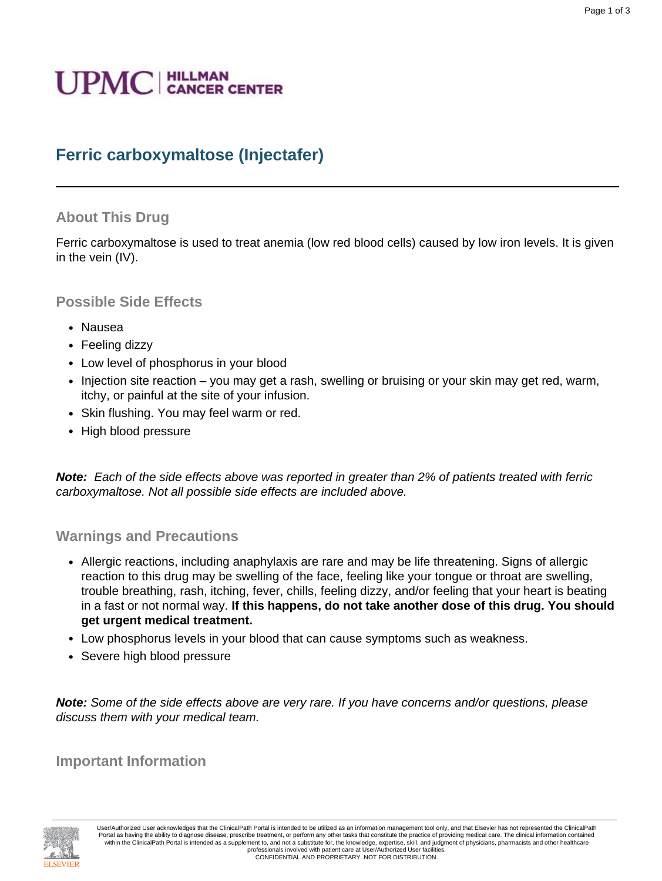UPMC | HILLMAN CANCER CENTER

# Ferric carboxymaltose (Injectafer)

## About This Drug

Ferric carboxymaltose is used to treat anemia (low red blood cells) caused by low iron levels. It is given in the vein (IV).

## Possible Side Effects

- Nausea
- Feeling dizzy
- Low level of phosphorus in your blood
- Injection site reaction – you may get a rash, swelling or bruising or your skin may get red, warm, itchy, or painful at the site of your infusion.
- Skin flushing. You may feel warm or red.
- High blood pressure

***Note:*** *Each of the side effects above was reported in greater than 2% of patients treated with ferric carboxymaltose. Not all possible side effects are included above.*

## Warnings and Precautions

- Allergic reactions, including anaphylaxis are rare and may be life threatening. Signs of allergic reaction to this drug may be swelling of the face, feeling like your tongue or throat are swelling, trouble breathing, rash, itching, fever, chills, feeling dizzy, and/or feeling that your heart is beating in a fast or not normal way. **If this happens, do not take another dose of this drug. You should get urgent medical treatment.**
- Low phosphorus levels in your blood that can cause symptoms such as weakness.
- Severe high blood pressure

***Note:*** *Some of the side effects above are very rare. If you have concerns and/or questions, please discuss them with your medical team.*

## Important Information

User/Authorized User acknowledges that the ClinicalPath Portal is intended to be utilized as an information management tool only, and that Elsevier has not represented the ClinicalPath Portal as having the ability to diagnose disease, prescribe treatment, or perform any other tasks that constitute the practice of providing medical care. The clinical information contained within the ClinicalPath Portal is intended as a supplement to, and not a substitute for, the knowledge, expertise, skill, and judgment of physicians, pharmacists and other healthcare professionals involved with patient care at User/Authorized User facilities.
CONFIDENTIAL AND PROPRIETARY. NOT FOR DISTRIBUTION.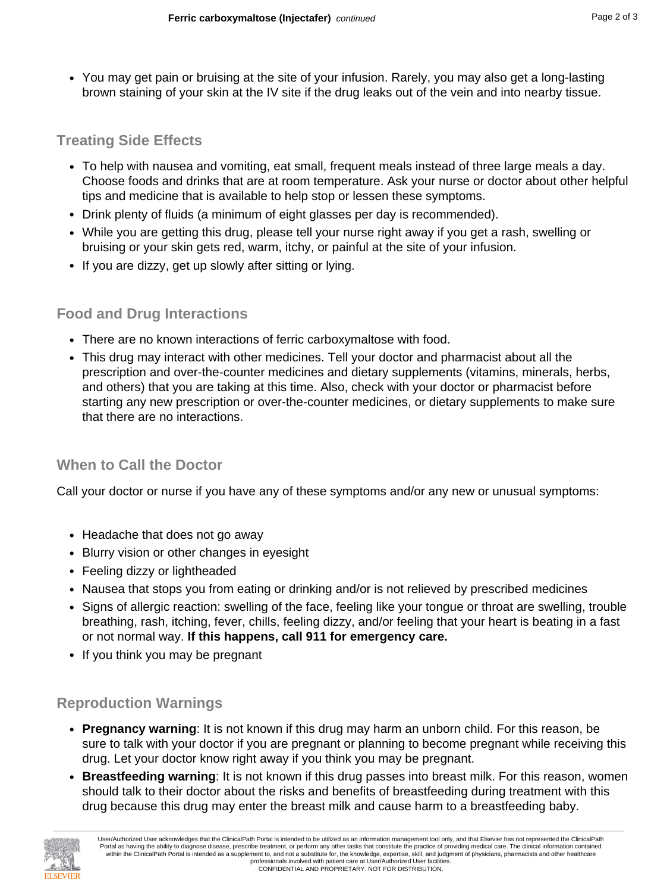- You may get pain or bruising at the site of your infusion. Rarely, you may also get a long-lasting brown staining of your skin at the IV site if the drug leaks out of the vein and into nearby tissue.

## Treating Side Effects

- To help with nausea and vomiting, eat small, frequent meals instead of three large meals a day. Choose foods and drinks that are at room temperature. Ask your nurse or doctor about other helpful tips and medicine that is available to help stop or lessen these symptoms.
- Drink plenty of fluids (a minimum of eight glasses per day is recommended).
- While you are getting this drug, please tell your nurse right away if you get a rash, swelling or bruising or your skin gets red, warm, itchy, or painful at the site of your infusion.
- If you are dizzy, get up slowly after sitting or lying.

## Food and Drug Interactions

- There are no known interactions of ferric carboxymaltose with food.
- This drug may interact with other medicines. Tell your doctor and pharmacist about all the prescription and over-the-counter medicines and dietary supplements (vitamins, minerals, herbs, and others) that you are taking at this time. Also, check with your doctor or pharmacist before starting any new prescription or over-the-counter medicines, or dietary supplements to make sure that there are no interactions.

## When to Call the Doctor

Call your doctor or nurse if you have any of these symptoms and/or any new or unusual symptoms:

- Headache that does not go away
- Blurry vision or other changes in eyesight
- Feeling dizzy or lightheaded
- Nausea that stops you from eating or drinking and/or is not relieved by prescribed medicines
- Signs of allergic reaction: swelling of the face, feeling like your tongue or throat are swelling, trouble breathing, rash, itching, fever, chills, feeling dizzy, and/or feeling that your heart is beating in a fast or not normal way. **If this happens, call 911 for emergency care.**
- If you think you may be pregnant

## Reproduction Warnings

- **Pregnancy warning**: It is not known if this drug may harm an unborn child. For this reason, be sure to talk with your doctor if you are pregnant or planning to become pregnant while receiving this drug. Let your doctor know right away if you think you may be pregnant.
- **Breastfeeding warning**: It is not known if this drug passes into breast milk. For this reason, women should talk to their doctor about the risks and benefits of breastfeeding during treatment with this drug because this drug may enter the breast milk and cause harm to a breastfeeding baby.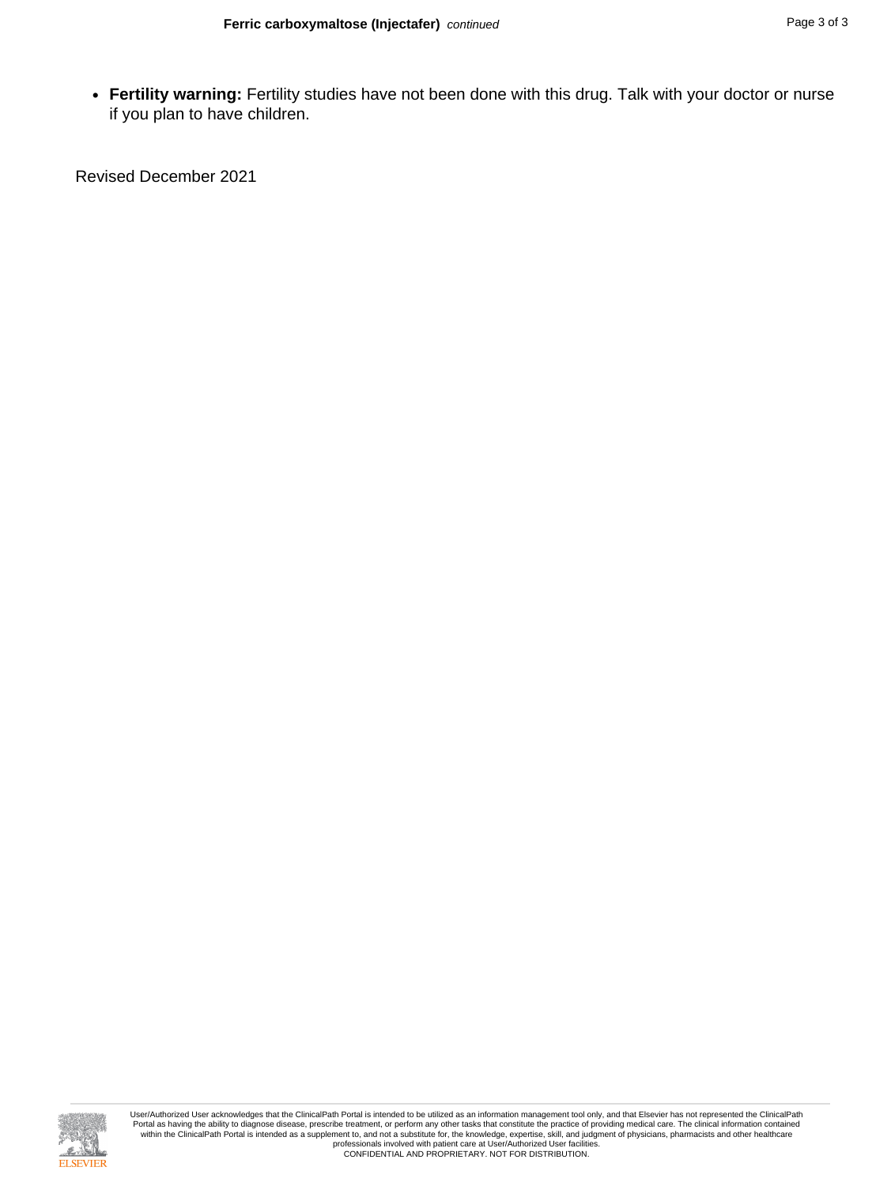- **Fertility warning:** Fertility studies have not been done with this drug. Talk with your doctor or nurse if you plan to have children.

Revised December 2021